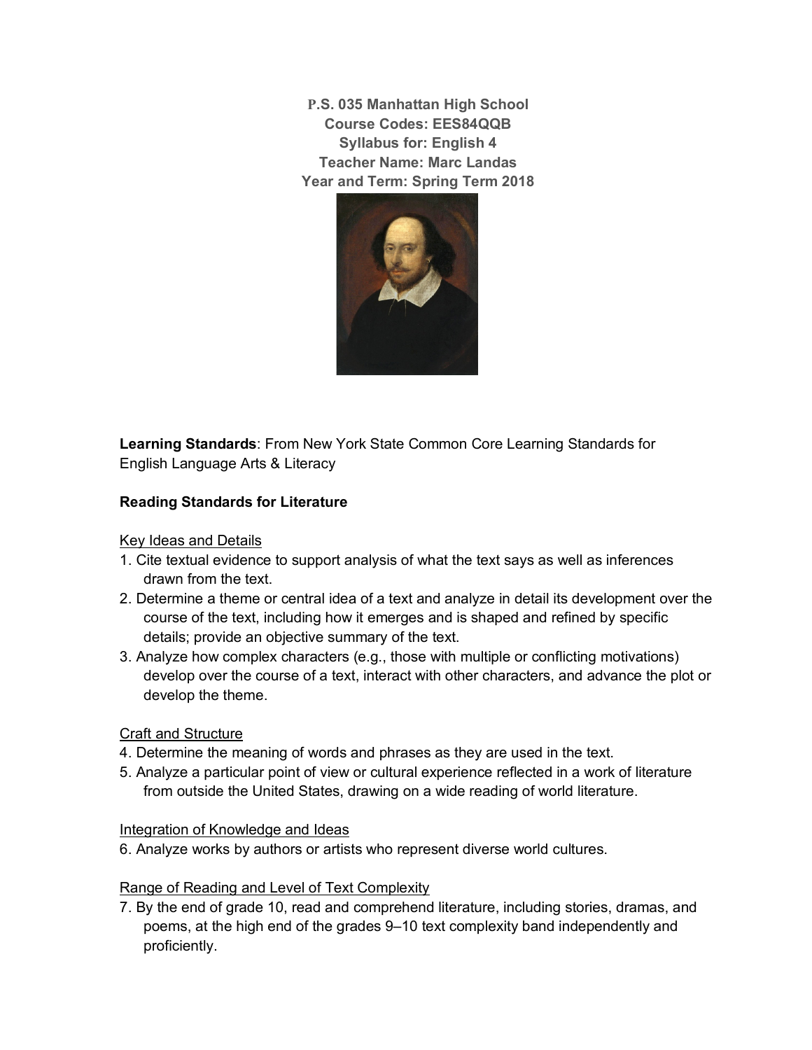**P.S. 035 Manhattan High School**
**Course Codes: EES84QQB**
**Syllabus for: English 4**
**Teacher Name: Marc Landas**
**Year and Term: Spring Term 2018**

**Learning Standards**: From New York State Common Core Learning Standards for English Language Arts & Literacy

**Reading Standards for Literature**

Key Ideas and Details

1. Cite textual evidence to support analysis of what the text says as well as inferences drawn from the text.
2. Determine a theme or central idea of a text and analyze in detail its development over the course of the text, including how it emerges and is shaped and refined by specific details; provide an objective summary of the text.
3. Analyze how complex characters (e.g., those with multiple or conflicting motivations) develop over the course of a text, interact with other characters, and advance the plot or develop the theme.

Craft and Structure

4. Determine the meaning of words and phrases as they are used in the text.
5. Analyze a particular point of view or cultural experience reflected in a work of literature from outside the United States, drawing on a wide reading of world literature.

Integration of Knowledge and Ideas

6. Analyze works by authors or artists who represent diverse world cultures.

Range of Reading and Level of Text Complexity

7. By the end of grade 10, read and comprehend literature, including stories, dramas, and poems, at the high end of the grades 9–10 text complexity band independently and proficiently.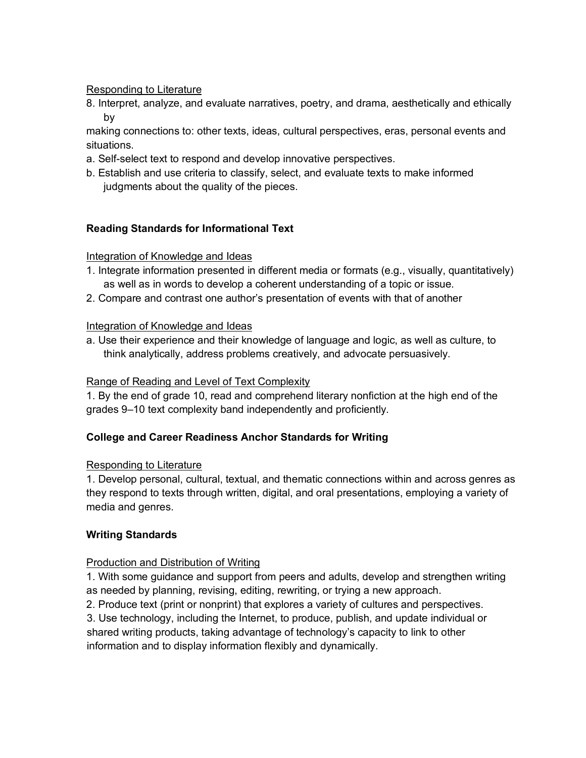Responding to Literature

8. Interpret, analyze, and evaluate narratives, poetry, and drama, aesthetically and ethically by making connections to: other texts, ideas, cultural perspectives, eras, personal events and situations.
   a. Self-select text to respond and develop innovative perspectives.
   b. Establish and use criteria to classify, select, and evaluate texts to make informed judgments about the quality of the pieces.

**Reading Standards for Informational Text**

Integration of Knowledge and Ideas

1. Integrate information presented in different media or formats (e.g., visually, quantitatively) as well as in words to develop a coherent understanding of a topic or issue.
2. Compare and contrast one author's presentation of events with that of another

Integration of Knowledge and Ideas

a. Use their experience and their knowledge of language and logic, as well as culture, to think analytically, address problems creatively, and advocate persuasively.

Range of Reading and Level of Text Complexity

1. By the end of grade 10, read and comprehend literary nonfiction at the high end of the grades 9–10 text complexity band independently and proficiently.

**College and Career Readiness Anchor Standards for Writing**

Responding to Literature

1. Develop personal, cultural, textual, and thematic connections within and across genres as they respond to texts through written, digital, and oral presentations, employing a variety of media and genres.

**Writing Standards**

Production and Distribution of Writing

1. With some guidance and support from peers and adults, develop and strengthen writing as needed by planning, revising, editing, rewriting, or trying a new approach.
2. Produce text (print or nonprint) that explores a variety of cultures and perspectives.
3. Use technology, including the Internet, to produce, publish, and update individual or shared writing products, taking advantage of technology's capacity to link to other information and to display information flexibly and dynamically.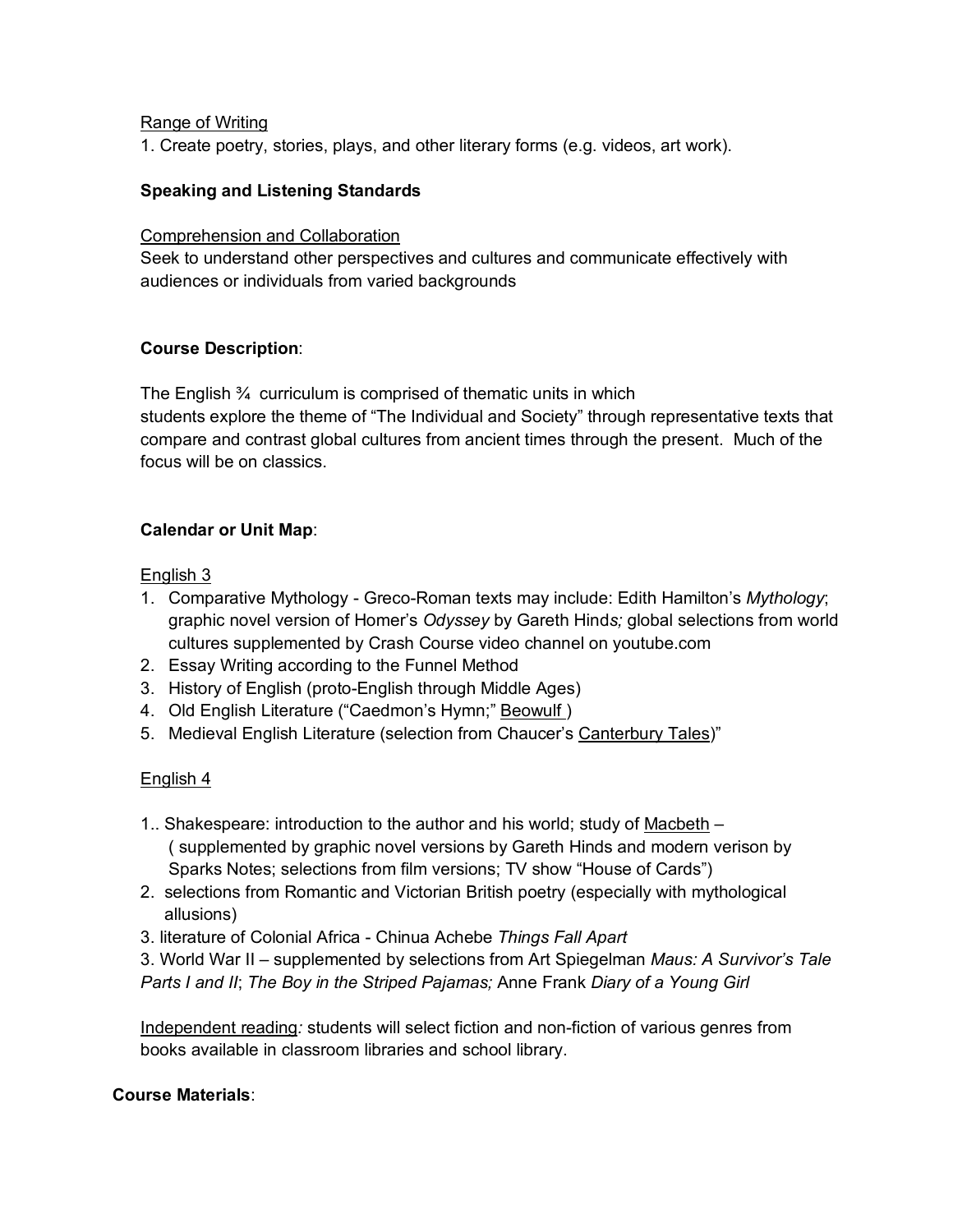<u>Range of Writing</u>
1. Create poetry, stories, plays, and other literary forms (e.g. videos, art work).

**Speaking and Listening Standards**

<u>Comprehension and Collaboration</u>
Seek to understand other perspectives and cultures and communicate effectively with audiences or individuals from varied backgrounds

**Course Description**:

The English ¾ curriculum is comprised of thematic units in which students explore the theme of "The Individual and Society" through representative texts that compare and contrast global cultures from ancient times through the present. Much of the focus will be on classics.

**Calendar or Unit Map**:

<u>English 3</u>

1. Comparative Mythology - Greco-Roman texts may include: Edith Hamilton's *Mythology*; graphic novel version of Homer's *Odyssey* by Gareth Hind*s;* global selections from world cultures supplemented by Crash Course video channel on youtube.com
2. Essay Writing according to the Funnel Method
3. History of English (proto-English through Middle Ages)
4. Old English Literature ("Caedmon's Hymn;" <u>Beowulf</u> )
5. Medieval English Literature (selection from Chaucer's <u>Canterbury Tales</u>)"

<u>English 4</u>

1.. Shakespeare: introduction to the author and his world; study of <u>Macbeth</u> – ( supplemented by graphic novel versions by Gareth Hinds and modern verison by Sparks Notes; selections from film versions; TV show "House of Cards")

2. selections from Romantic and Victorian British poetry (especially with mythological allusions)

3. literature of Colonial Africa - Chinua Achebe *Things Fall Apart*

3. World War II – supplemented by selections from Art Spiegelman *Maus: A Survivor's Tale Parts I and II*; *The Boy in the Striped Pajamas;* Anne Frank *Diary of a Young Girl*

<u>Independent reading</u>*:* students will select fiction and non-fiction of various genres from books available in classroom libraries and school library.

**Course Materials**: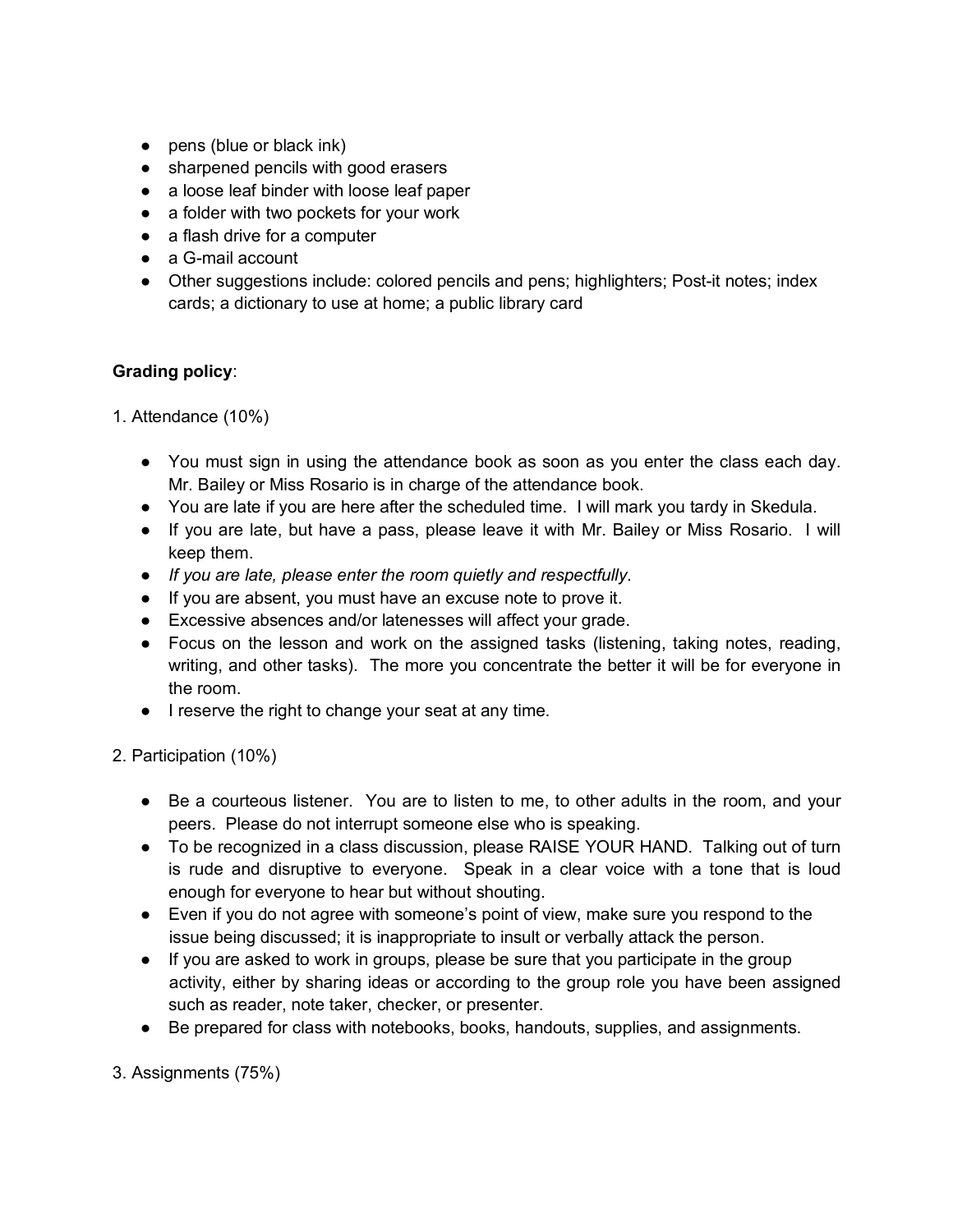- pens (blue or black ink)
- sharpened pencils with good erasers
- a loose leaf binder with loose leaf paper
- a folder with two pockets for your work
- a flash drive for a computer
- a G-mail account
- Other suggestions include: colored pencils and pens; highlighters; Post-it notes; index cards; a dictionary to use at home; a public library card

**Grading policy**:

1. Attendance (10%)

- You must sign in using the attendance book as soon as you enter the class each day. Mr. Bailey or Miss Rosario is in charge of the attendance book.
- You are late if you are here after the scheduled time. I will mark you tardy in Skedula.
- If you are late, but have a pass, please leave it with Mr. Bailey or Miss Rosario. I will keep them.
- *If you are late, please enter the room quietly and respectfully*.
- If you are absent, you must have an excuse note to prove it.
- Excessive absences and/or latenesses will affect your grade.
- Focus on the lesson and work on the assigned tasks (listening, taking notes, reading, writing, and other tasks). The more you concentrate the better it will be for everyone in the room.
- I reserve the right to change your seat at any time.

2. Participation (10%)

- Be a courteous listener. You are to listen to me, to other adults in the room, and your peers. Please do not interrupt someone else who is speaking.
- To be recognized in a class discussion, please RAISE YOUR HAND. Talking out of turn is rude and disruptive to everyone. Speak in a clear voice with a tone that is loud enough for everyone to hear but without shouting.
- Even if you do not agree with someone's point of view, make sure you respond to the issue being discussed; it is inappropriate to insult or verbally attack the person.
- If you are asked to work in groups, please be sure that you participate in the group activity, either by sharing ideas or according to the group role you have been assigned such as reader, note taker, checker, or presenter.
- Be prepared for class with notebooks, books, handouts, supplies, and assignments.

3. Assignments (75%)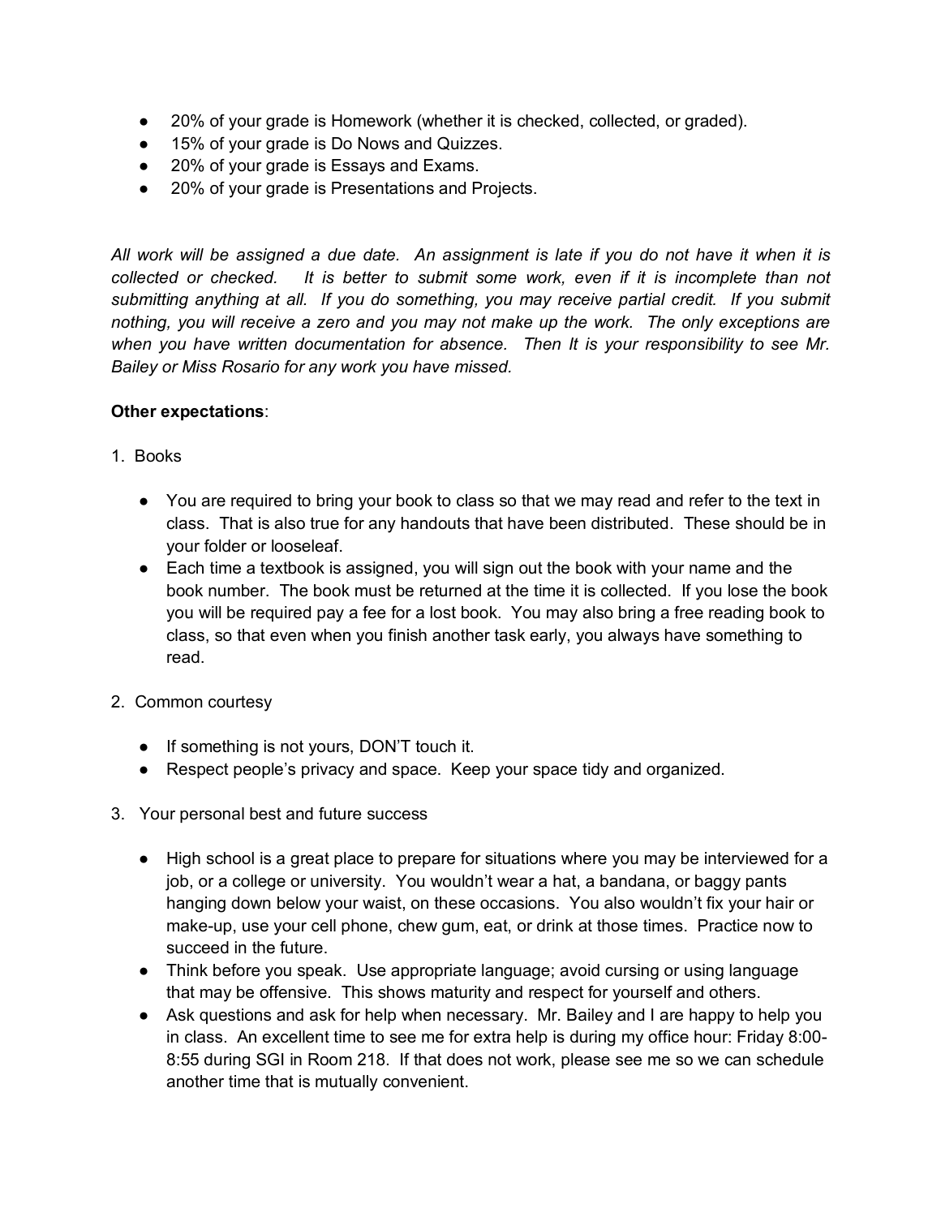- 20% of your grade is Homework (whether it is checked, collected, or graded).
- 15% of your grade is Do Nows and Quizzes.
- 20% of your grade is Essays and Exams.
- 20% of your grade is Presentations and Projects.

*All work will be assigned a due date. An assignment is late if you do not have it when it is collected or checked. It is better to submit some work, even if it is incomplete than not submitting anything at all. If you do something, you may receive partial credit. If you submit nothing, you will receive a zero and you may not make up the work. The only exceptions are when you have written documentation for absence. Then It is your responsibility to see Mr. Bailey or Miss Rosario for any work you have missed.*

**Other expectations**:

1. Books

   - You are required to bring your book to class so that we may read and refer to the text in class. That is also true for any handouts that have been distributed. These should be in your folder or looseleaf.
   - Each time a textbook is assigned, you will sign out the book with your name and the book number. The book must be returned at the time it is collected. If you lose the book you will be required pay a fee for a lost book. You may also bring a free reading book to class, so that even when you finish another task early, you always have something to read.

2. Common courtesy

   - If something is not yours, DON'T touch it.
   - Respect people's privacy and space. Keep your space tidy and organized.

3. Your personal best and future success

   - High school is a great place to prepare for situations where you may be interviewed for a job, or a college or university. You wouldn't wear a hat, a bandana, or baggy pants hanging down below your waist, on these occasions. You also wouldn't fix your hair or make-up, use your cell phone, chew gum, eat, or drink at those times. Practice now to succeed in the future.
   - Think before you speak. Use appropriate language; avoid cursing or using language that may be offensive. This shows maturity and respect for yourself and others.
   - Ask questions and ask for help when necessary. Mr. Bailey and I are happy to help you in class. An excellent time to see me for extra help is during my office hour: Friday 8:00-8:55 during SGI in Room 218. If that does not work, please see me so we can schedule another time that is mutually convenient.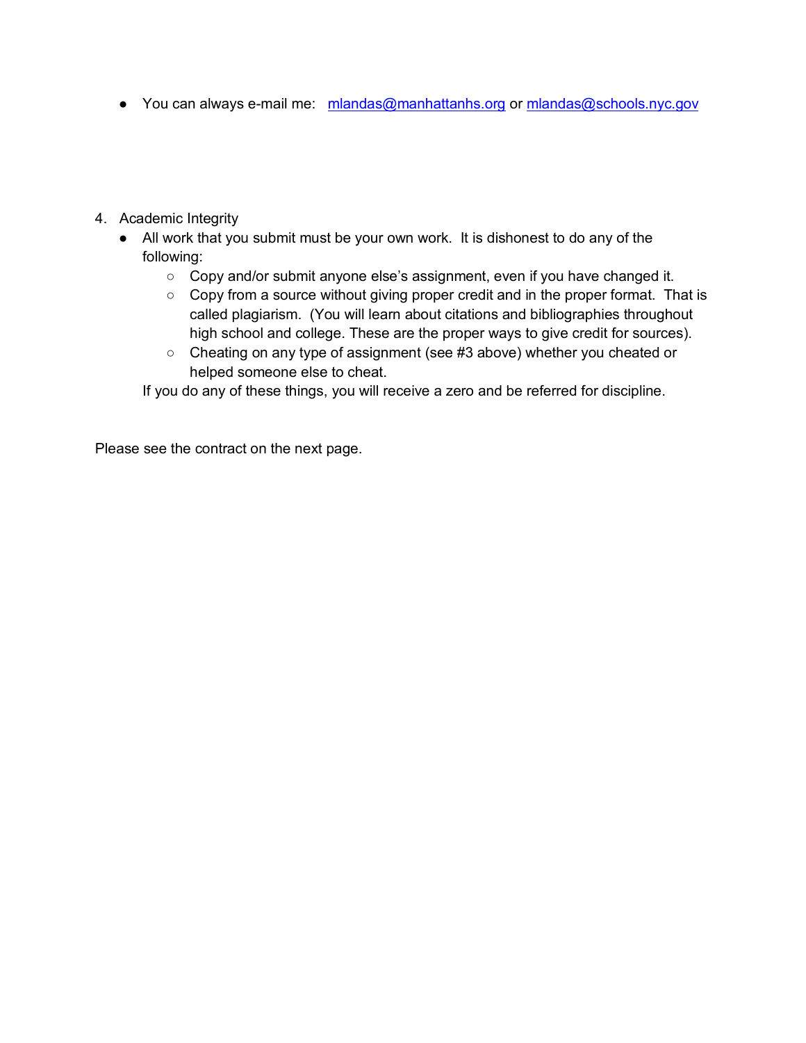- You can always e-mail me: mlandas@manhattanhs.org or mlandas@schools.nyc.gov

4. Academic Integrity
   - All work that you submit must be your own work. It is dishonest to do any of the following:
     - Copy and/or submit anyone else's assignment, even if you have changed it.
     - Copy from a source without giving proper credit and in the proper format. That is called plagiarism. (You will learn about citations and bibliographies throughout high school and college. These are the proper ways to give credit for sources).
     - Cheating on any type of assignment (see #3 above) whether you cheated or helped someone else to cheat.

   If you do any of these things, you will receive a zero and be referred for discipline.

Please see the contract on the next page.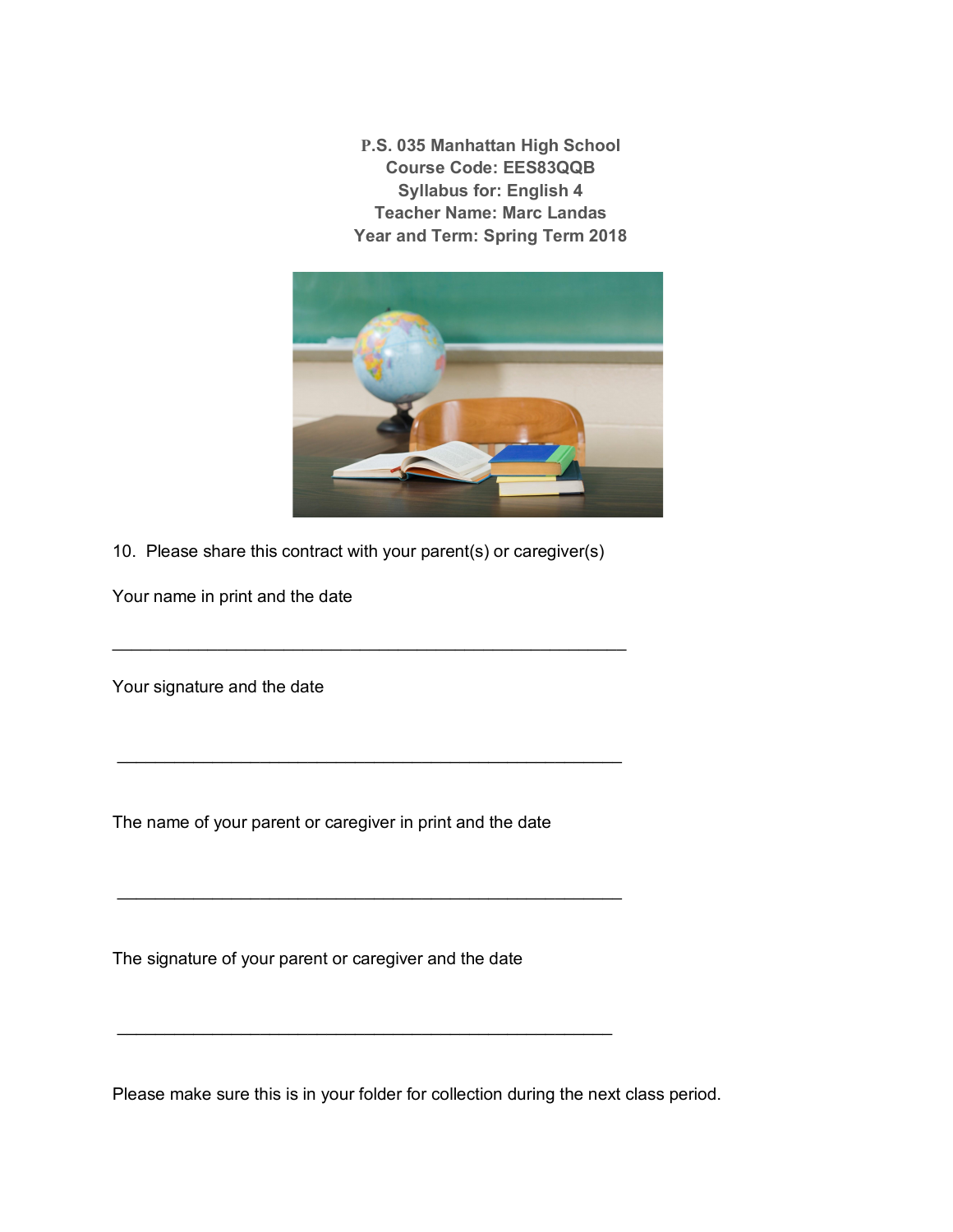**P.S. 035 Manhattan High School**
**Course Code: EES83QQB**
**Syllabus for: English 4**
**Teacher Name: Marc Landas**
**Year and Term: Spring Term 2018**

10. Please share this contract with your parent(s) or caregiver(s)

Your name in print and the date

_______________________________________________________

Your signature and the date

_______________________________________________________

The name of your parent or caregiver in print and the date

_______________________________________________________

The signature of your parent or caregiver and the date

_______________________________________________________

Please make sure this is in your folder for collection during the next class period.